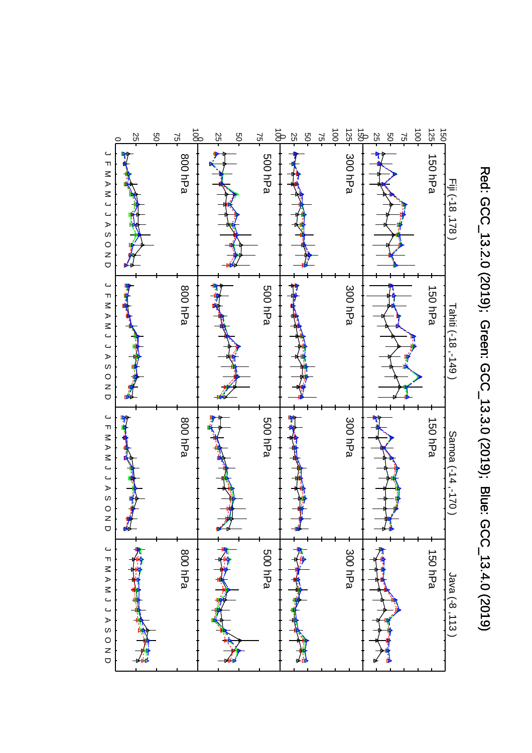Red: GCC_13.2.0 (2019); Green: GCC_13.3.0 (2019); Blue: GCC_13.4.0 (2019)

Fiji (-18 ,178 )

Tahiti (-18 ,-149 )

Samoa (-14 ,-170 )

Java (-8 ,113 )

150 hPa

300 hPa

500 hPa

800 hPa

J F M A M J J A S O N D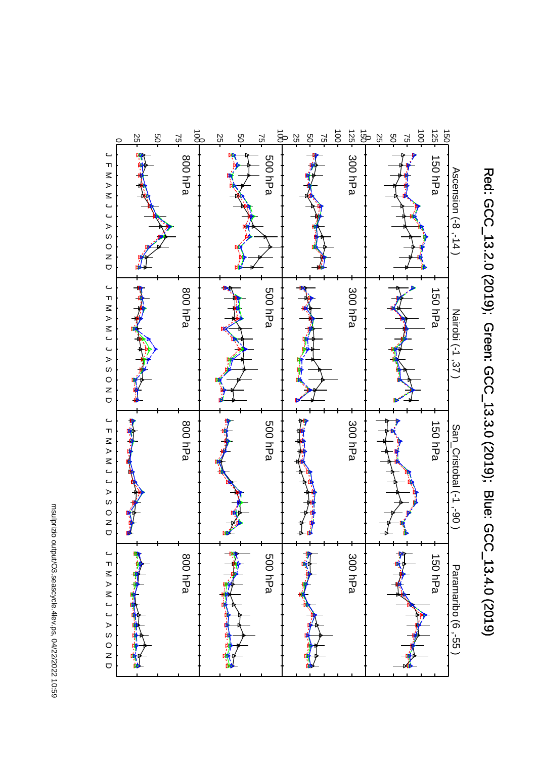Red: GCC_13.2.0 (2019); Green: GCC_13.3.0 (2019); Blue: GCC_13.4.0 (2019)

Ascension (-8 ,-14 )

Nairobi (-1 ,37 )

San_Cristobal (-1 ,-90 )

Paramaribo (6 ,-55 )

150 hPa

300 hPa

500 hPa

800 hPa

0 25 50 75 100 125 150

J F M A M J J A S O N D

msulprizio output/O3.seascycle.4lev.ps, 04/22/2022 10:59